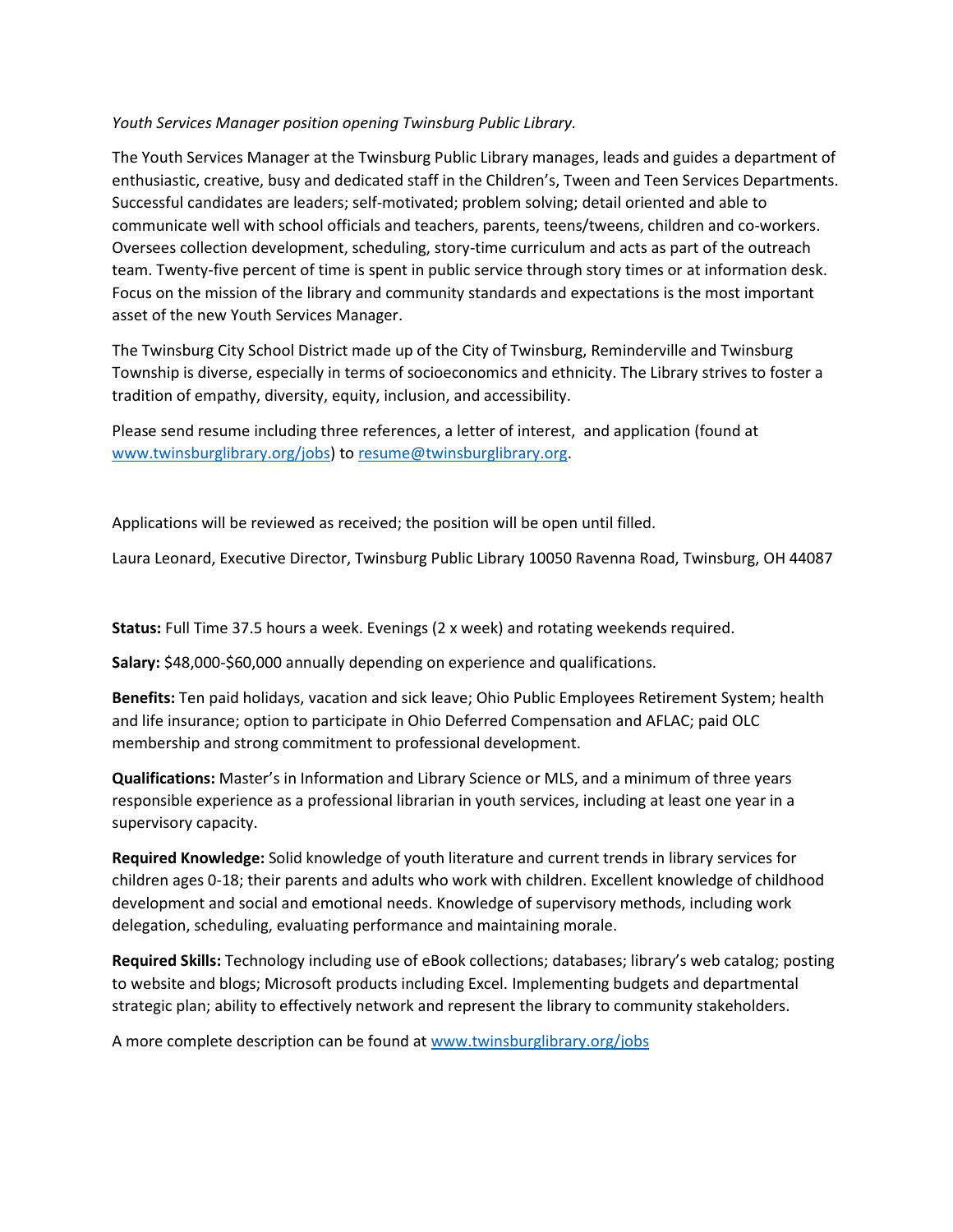*Youth Services Manager position opening Twinsburg Public Library.*

The Youth Services Manager at the Twinsburg Public Library manages, leads and guides a department of enthusiastic, creative, busy and dedicated staff in the Children's, Tween and Teen Services Departments. Successful candidates are leaders; self-motivated; problem solving; detail oriented and able to communicate well with school officials and teachers, parents, teens/tweens, children and co-workers. Oversees collection development, scheduling, story-time curriculum and acts as part of the outreach team. Twenty-five percent of time is spent in public service through story times or at information desk. Focus on the mission of the library and community standards and expectations is the most important asset of the new Youth Services Manager.

The Twinsburg City School District made up of the City of Twinsburg, Reminderville and Twinsburg Township is diverse, especially in terms of socioeconomics and ethnicity. The Library strives to foster a tradition of empathy, diversity, equity, inclusion, and accessibility.

Please send resume including three references, a letter of interest, and application (found at www.twinsburglibrary.org/jobs) to resume@twinsburglibrary.org.

Applications will be reviewed as received; the position will be open until filled.

Laura Leonard, Executive Director, Twinsburg Public Library 10050 Ravenna Road, Twinsburg, OH 44087

**Status:** Full Time 37.5 hours a week. Evenings (2 x week) and rotating weekends required.

**Salary:** $48,000-$60,000 annually depending on experience and qualifications.

**Benefits:** Ten paid holidays, vacation and sick leave; Ohio Public Employees Retirement System; health and life insurance; option to participate in Ohio Deferred Compensation and AFLAC; paid OLC membership and strong commitment to professional development.

**Qualifications:** Master's in Information and Library Science or MLS, and a minimum of three years responsible experience as a professional librarian in youth services, including at least one year in a supervisory capacity.

**Required Knowledge:** Solid knowledge of youth literature and current trends in library services for children ages 0-18; their parents and adults who work with children. Excellent knowledge of childhood development and social and emotional needs. Knowledge of supervisory methods, including work delegation, scheduling, evaluating performance and maintaining morale.

**Required Skills:** Technology including use of eBook collections; databases; library's web catalog; posting to website and blogs; Microsoft products including Excel. Implementing budgets and departmental strategic plan; ability to effectively network and represent the library to community stakeholders.

A more complete description can be found at www.twinsburglibrary.org/jobs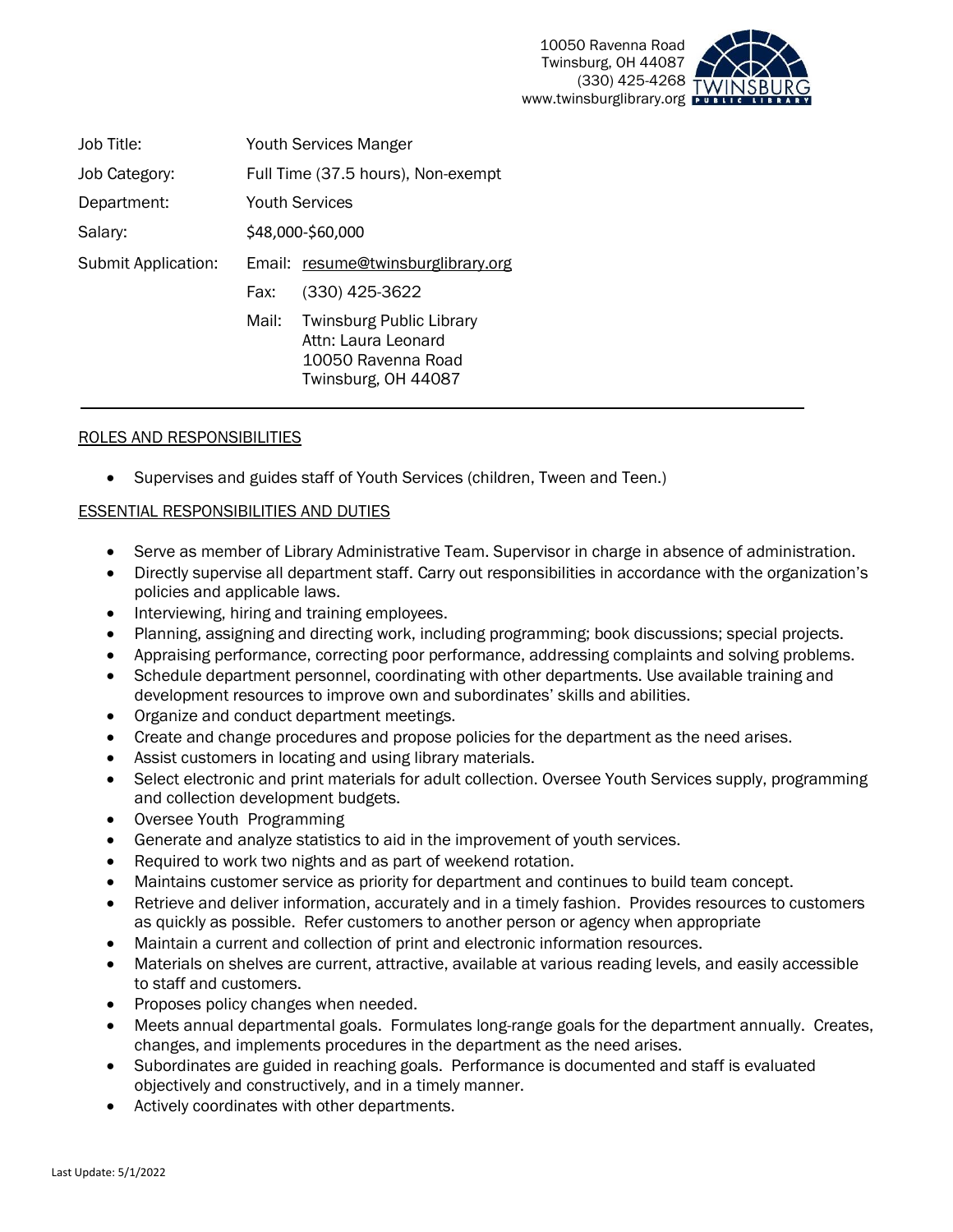10050 Ravenna Road
Twinsburg, OH 44087
(330) 425-4268
www.twinsburglibrary.org

| | |
|---|---|
| Job Title: | Youth Services Manger |
| Job Category: | Full Time (37.5 hours), Non-exempt |
| Department: | Youth Services |
| Salary: | $48,000-$60,000 |
| Submit Application: | Email: resume@twinsburglibrary.org |
| | Fax: (330) 425-3622 |
| | Mail: Twinsburg Public Library<br>Attn: Laura Leonard<br>10050 Ravenna Road<br>Twinsburg, OH 44087 |

---

## ROLES AND RESPONSIBILITIES

- Supervises and guides staff of Youth Services (children, Tween and Teen.)

## ESSENTIAL RESPONSIBILITIES AND DUTIES

- Serve as member of Library Administrative Team. Supervisor in charge in absence of administration.
- Directly supervise all department staff. Carry out responsibilities in accordance with the organization's policies and applicable laws.
- Interviewing, hiring and training employees.
- Planning, assigning and directing work, including programming; book discussions; special projects.
- Appraising performance, correcting poor performance, addressing complaints and solving problems.
- Schedule department personnel, coordinating with other departments. Use available training and development resources to improve own and subordinates' skills and abilities.
- Organize and conduct department meetings.
- Create and change procedures and propose policies for the department as the need arises.
- Assist customers in locating and using library materials.
- Select electronic and print materials for adult collection. Oversee Youth Services supply, programming and collection development budgets.
- Oversee Youth Programming
- Generate and analyze statistics to aid in the improvement of youth services.
- Required to work two nights and as part of weekend rotation.
- Maintains customer service as priority for department and continues to build team concept.
- Retrieve and deliver information, accurately and in a timely fashion. Provides resources to customers as quickly as possible. Refer customers to another person or agency when appropriate
- Maintain a current and collection of print and electronic information resources.
- Materials on shelves are current, attractive, available at various reading levels, and easily accessible to staff and customers.
- Proposes policy changes when needed.
- Meets annual departmental goals. Formulates long-range goals for the department annually. Creates, changes, and implements procedures in the department as the need arises.
- Subordinates are guided in reaching goals. Performance is documented and staff is evaluated objectively and constructively, and in a timely manner.
- Actively coordinates with other departments.

Last Update: 5/1/2022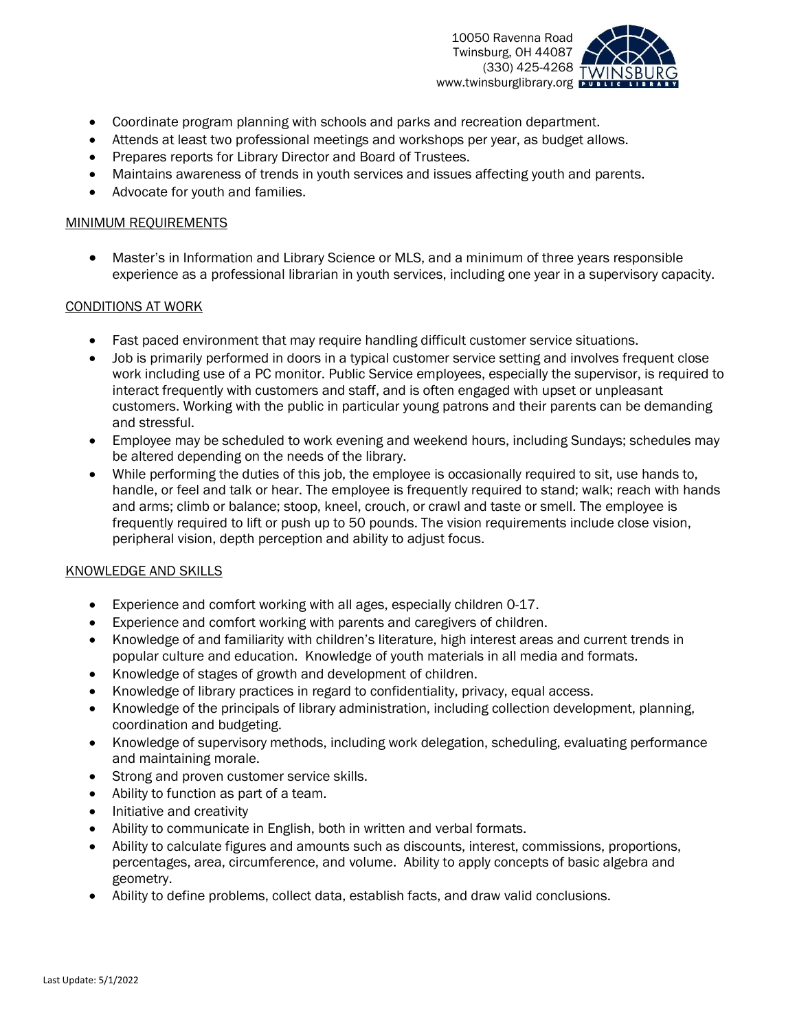- Coordinate program planning with schools and parks and recreation department.
- Attends at least two professional meetings and workshops per year, as budget allows.
- Prepares reports for Library Director and Board of Trustees.
- Maintains awareness of trends in youth services and issues affecting youth and parents.
- Advocate for youth and families.

## MINIMUM REQUIREMENTS

- Master's in Information and Library Science or MLS, and a minimum of three years responsible experience as a professional librarian in youth services, including one year in a supervisory capacity.

## CONDITIONS AT WORK

- Fast paced environment that may require handling difficult customer service situations.
- Job is primarily performed in doors in a typical customer service setting and involves frequent close work including use of a PC monitor. Public Service employees, especially the supervisor, is required to interact frequently with customers and staff, and is often engaged with upset or unpleasant customers. Working with the public in particular young patrons and their parents can be demanding and stressful.
- Employee may be scheduled to work evening and weekend hours, including Sundays; schedules may be altered depending on the needs of the library.
- While performing the duties of this job, the employee is occasionally required to sit, use hands to, handle, or feel and talk or hear. The employee is frequently required to stand; walk; reach with hands and arms; climb or balance; stoop, kneel, crouch, or crawl and taste or smell. The employee is frequently required to lift or push up to 50 pounds. The vision requirements include close vision, peripheral vision, depth perception and ability to adjust focus.

## KNOWLEDGE AND SKILLS

- Experience and comfort working with all ages, especially children 0-17.
- Experience and comfort working with parents and caregivers of children.
- Knowledge of and familiarity with children's literature, high interest areas and current trends in popular culture and education. Knowledge of youth materials in all media and formats.
- Knowledge of stages of growth and development of children.
- Knowledge of library practices in regard to confidentiality, privacy, equal access.
- Knowledge of the principals of library administration, including collection development, planning, coordination and budgeting.
- Knowledge of supervisory methods, including work delegation, scheduling, evaluating performance and maintaining morale.
- Strong and proven customer service skills.
- Ability to function as part of a team.
- Initiative and creativity
- Ability to communicate in English, both in written and verbal formats.
- Ability to calculate figures and amounts such as discounts, interest, commissions, proportions, percentages, area, circumference, and volume. Ability to apply concepts of basic algebra and geometry.
- Ability to define problems, collect data, establish facts, and draw valid conclusions.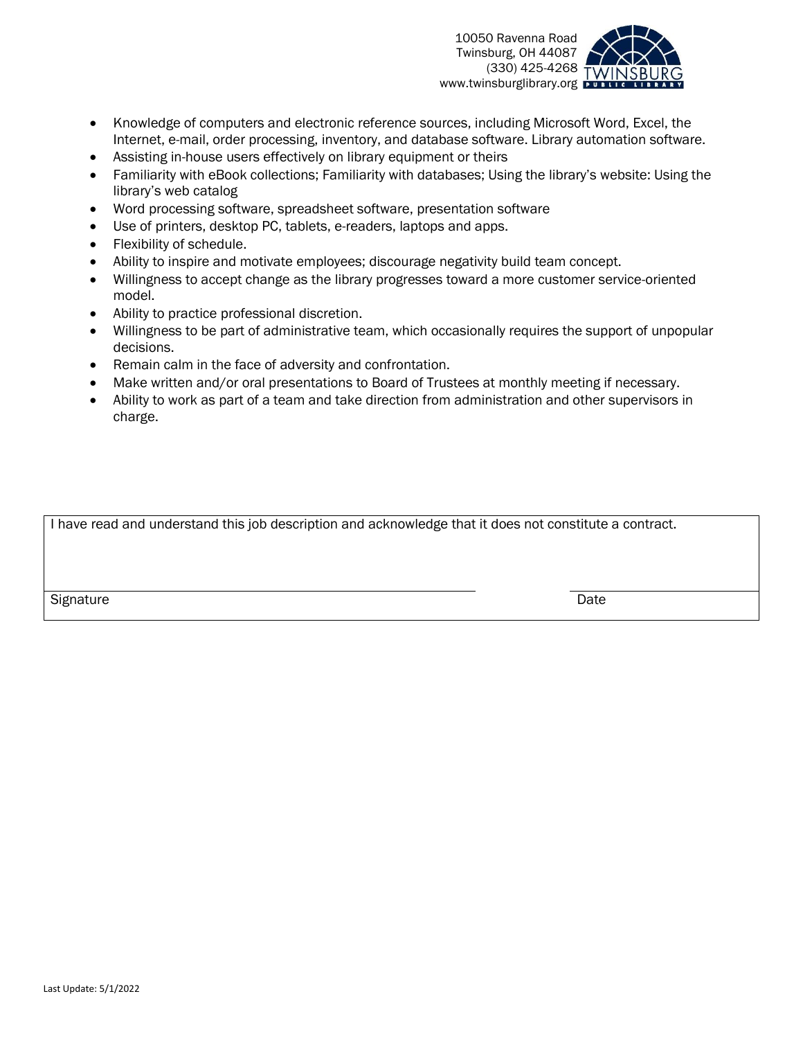- Knowledge of computers and electronic reference sources, including Microsoft Word, Excel, the Internet, e-mail, order processing, inventory, and database software. Library automation software.
- Assisting in-house users effectively on library equipment or theirs
- Familiarity with eBook collections; Familiarity with databases; Using the library's website: Using the library's web catalog
- Word processing software, spreadsheet software, presentation software
- Use of printers, desktop PC, tablets, e-readers, laptops and apps.
- Flexibility of schedule.
- Ability to inspire and motivate employees; discourage negativity build team concept.
- Willingness to accept change as the library progresses toward a more customer service-oriented model.
- Ability to practice professional discretion.
- Willingness to be part of administrative team, which occasionally requires the support of unpopular decisions.
- Remain calm in the face of adversity and confrontation.
- Make written and/or oral presentations to Board of Trustees at monthly meeting if necessary.
- Ability to work as part of a team and take direction from administration and other supervisors in charge.

I have read and understand this job description and acknowledge that it does not constitute a contract.

Signature ______________________________ Date ______________

Last Update: 5/1/2022